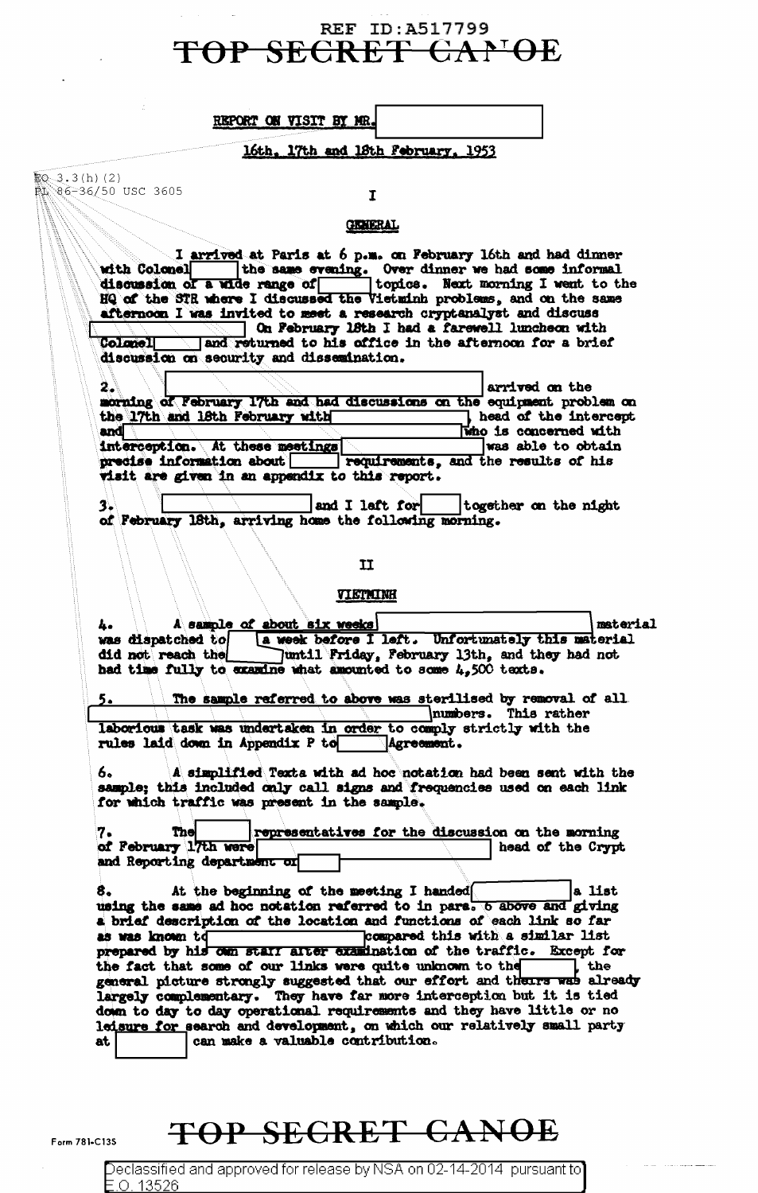REF ID:A517799

TOP SECRET CANOE

REPORT ON VISIT BY MR. [redacted]

16th, 17th and 18th February, 1953

EO 3.3(h)(2)
PL 86-36/50 USC 3605

# I

## GENERAL

I arrived at Paris at 6 p.m. on February 16th and had dinner with Colonel [redacted] the same evening. Over dinner we had some informal discussion of a wide range of [redacted] topics. Next morning I went to the HQ of the STR where I discussed the Vietminh problems, and on the same afternoon I was invited to meet a research cryptanalyst and discuss [redacted] On February 18th I had a farewell luncheon with Colonel [redacted] and returned to his office in the afternoon for a brief discussion on security and dissemination.

2. [redacted] arrived on the morning of February 17th and had discussions on the equipment problem on the 17th and 18th February with [redacted], head of the intercept and [redacted] who is concerned with interception. At these meetings [redacted] was able to obtain precise information about [redacted] requirements, and the results of his visit are given in an appendix to this report.

3. [redacted] and I left for [redacted] together on the night of February 18th, arriving home the following morning.

# II

## VIETMINH

4. A sample of about six weeks [redacted] material was dispatched to [redacted] a week before I left. Unfortunately this material did not reach the [redacted] until Friday, February 13th, and they had not had time fully to examine what amounted to some 4,500 texts.

5. The sample referred to above was sterilised by removal of all [redacted] numbers. This rather laborious task was undertaken in order to comply strictly with the rules laid down in Appendix P to [redacted] Agreement.

6. A simplified Texta with ad hoc notation had been sent with the sample; this included only call signs and frequencies used on each link for which traffic was present in the sample.

7. The [redacted] representatives for the discussion on the morning of February 17th were [redacted] head of the Crypt and Reporting department of [redacted]

8. At the beginning of the meeting I handed [redacted] a list using the same ad hoc notation referred to in para. 6 above and giving a brief description of the location and functions of each link so far as was known to [redacted] compared this with a similar list prepared by his own staff after examination of the traffic. Except for the fact that some of our links were quite unknown to the [redacted], the general picture strongly suggested that our effort and theirs was already largely complementary. They have far more interception but it is tied down to day to day operational requirements and they have little or no leisure for search and development, on which our relatively small party at [redacted] can make a valuable contribution.

Form 781-C13S

TOP SECRET CANOE

Declassified and approved for release by NSA on 02-14-2014 pursuant to E.O. 13526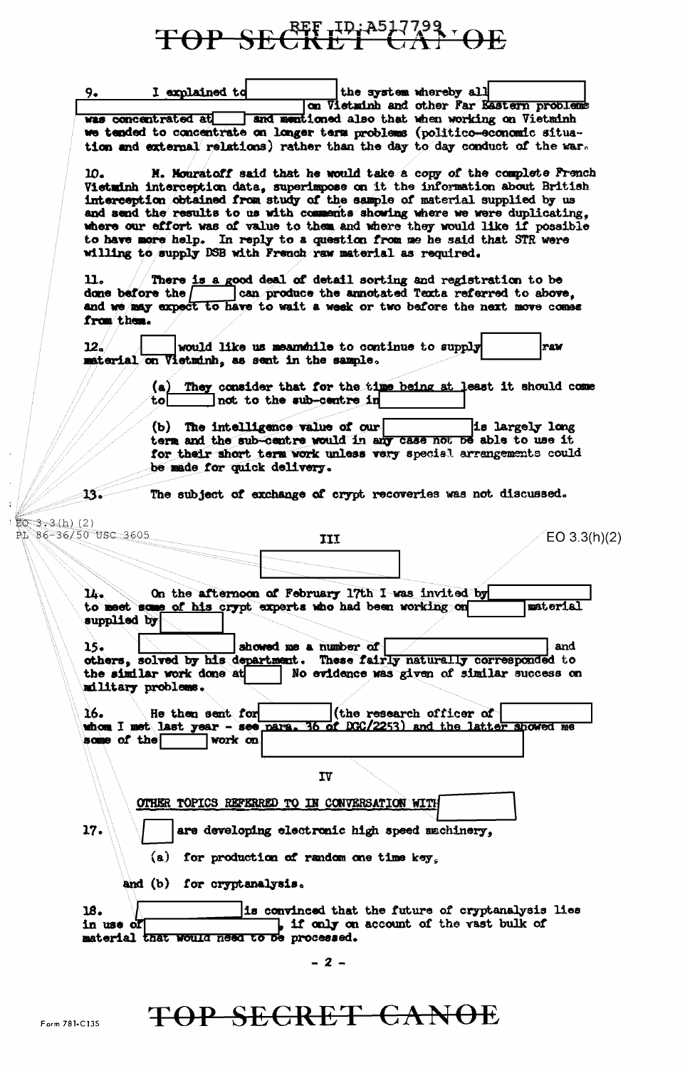9. I explained to [REDACTED] the system whereby all [REDACTED] on Vietminh and other Far Eastern problems was concentrated at [REDACTED] and mentioned also that when working on Vietminh we tended to concentrate on longer term problems (politico-economic situation and external relations) rather than the day to day conduct of the war.

10. M. Mouratoff said that he would take a copy of the complete French Vietminh interception data, superimpose on it the information about British interception obtained from study of the sample of material supplied by us and send the results to us with comments showing where we were duplicating, where our effort was of value to them and where they would like if possible to have more help. In reply to a question from me he said that STR were willing to supply DSB with French raw material as required.

11. There is a good deal of detail sorting and registration to be done before the [REDACTED] can produce the annotated Texta referred to above, and we may expect to have to wait a week or two before the next move comes from them.

12. [REDACTED] would like us meanwhile to continue to supply [REDACTED] raw material on Vietminh, as sent in the sample.

(a) They consider that for the time being at least it should come to [REDACTED] not to the sub-centre in [REDACTED]

(b) The intelligence value of our [REDACTED] is largely long term and the sub-centre would in any case not be able to use it for their short term work unless very special arrangements could be made for quick delivery.

13. The subject of exchange of crypt recoveries was not discussed.

EO 3.3(h)(2)
PL 86-36/50 USC 3605

EO 3.3(h)(2)

## III

[REDACTED]

14. On the afternoon of February 17th I was invited by [REDACTED] to meet some of his crypt experts who had been working on [REDACTED] material supplied by [REDACTED]

15. [REDACTED] showed me a number of [REDACTED] and others, solved by his department. These fairly naturally corresponded to the similar work done at [REDACTED] No evidence was given of similar success on military problems.

16. He then sent for [REDACTED] (the research officer of [REDACTED] whom I met last year - see para. 36 of DGC/2253) and the latter showed me some of the [REDACTED] work on [REDACTED]

## IV

OTHER TOPICS REFERRED TO IN CONVERSATION WITH [REDACTED]

17. [REDACTED] are developing electronic high speed machinery,

(a) for production of random one time key,

and (b) for cryptanalysis.

18. [REDACTED] is convinced that the future of cryptanalysis lies in use of [REDACTED], if only on account of the vast bulk of material that would need to be processed.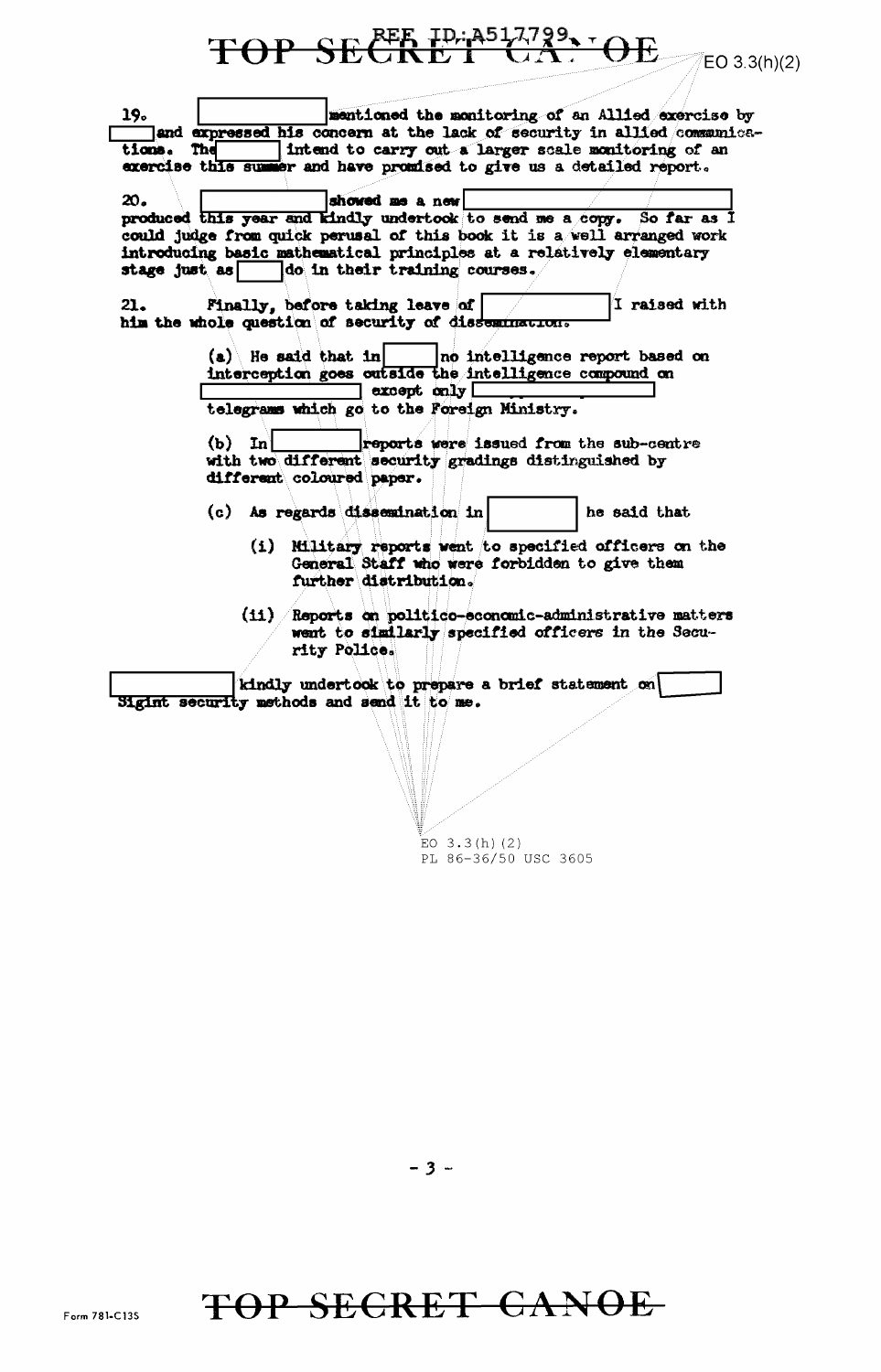TOP SECRET CANOE

EO 3.3(h)(2)

19. [redacted] mentioned the monitoring of an Allied exercise by [redacted] and expressed his concern at the lack of security in allied communications. The [redacted] intend to carry out a larger scale monitoring of an exercise this summer and have promised to give us a detailed report.

20. [redacted] showed me a new [redacted] produced this year and kindly undertook to send me a copy. So far as I could judge from quick perusal of this book it is a well arranged work introducing basic mathematical principles at a relatively elementary stage just as [redacted] do in their training courses.

21. Finally, before taking leave of [redacted] I raised with him the whole question of security of dissemination.

(a) He said that in [redacted] no intelligence report based on interception goes outside the intelligence compound on [redacted] except only [redacted] telegrams which go to the Foreign Ministry.

(b) In [redacted] reports were issued from the sub-centre with two different security gradings distinguished by different coloured paper.

(c) As regards dissemination in [redacted] he said that

(i) Military reports went to specified officers on the General Staff who were forbidden to give them further distribution.

(ii) Reports on politico-economic-administrative matters went to similarly specified officers in the Security Police.

[redacted] kindly undertook to prepare a brief statement on [redacted] Sigint security methods and send it to me.

EO 3.3(h)(2)
PL 86-36/50 USC 3605

TOP SECRET CANOE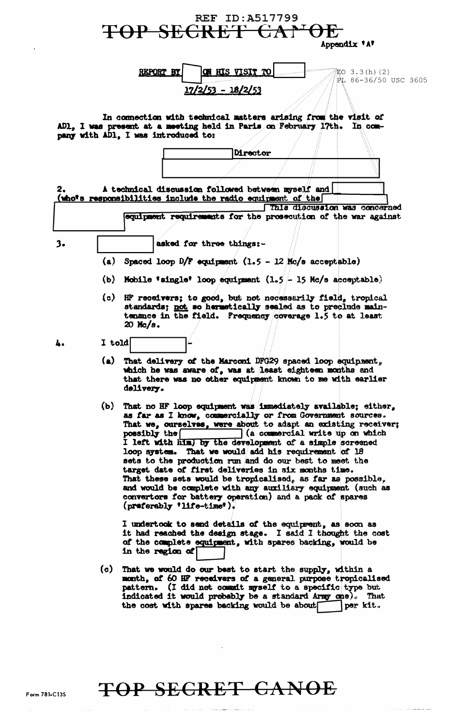REF ID:A517799

TOP SECRET CANOE

Appendix 'A'

REPORT BY [redacted] ON HIS VISIT TO [redacted]

17/2/53 - 18/2/53

EO 3.3(h)(2)
PL 86-36/50 USC 3605

In connection with technical matters arising from the visit of AD1, I was present at a meeting held in Paris on February 17th. In company with AD1, I was introduced to:

[redacted] Director

[redacted]

2. A technical discussion followed between myself and [redacted] (who's responsibilities include the radio equipment of the [redacted] [redacted] This discussion was concerned [redacted] equipment requirements for the prosecution of the war against [redacted]

3. [redacted] asked for three things:-

(a) Spaced loop D/F equipment (1.5 - 12 Mc/s acceptable)

(b) Mobile 'single' loop equipment (1.5 - 15 Mc/s acceptable)

(c) HF receivers; to good, but not necessarily field, tropical standards; not so hermetically sealed as to preclude maintenance in the field. Frequency coverage 1.5 to at least 20 Mc/s.

4. I told [redacted] :-

(a) That delivery of the Marconi DFG29 spaced loop equipment, which he was aware of, was at least eighteen months and that there was no other equipment known to me with earlier delivery.

(b) That no HF loop equipment was immediately available; either, as far as I know, commercially or from Government sources. That we, ourselves, were about to adapt an existing receiver; possibly the [redacted] (a commercial write up on which I left with him) by the development of a simple screened loop system. That we would add his requirement of 18 sets to the production run and do our best to meet the target date of first deliveries in six months time. That these sets would be tropicalised, as far as possible, and would be complete with any auxiliary equipment (such as convertors for battery operation) and a pack of spares (preferably 'life-time').

I undertook to send details of the equipment, as soon as it had reached the design stage. I said I thought the cost of the complete equipment, with spares backing, would be in the region of [redacted]

(c) That we would do our best to start the supply, within a month, of 60 HF receivers of a general purpose tropicalised pattern. (I did not commit myself to a specific type but indicated it would probably be a standard Army one). That the cost with spares backing would be about [redacted] per kit.

TOP SECRET CANOE

Form 781-C13S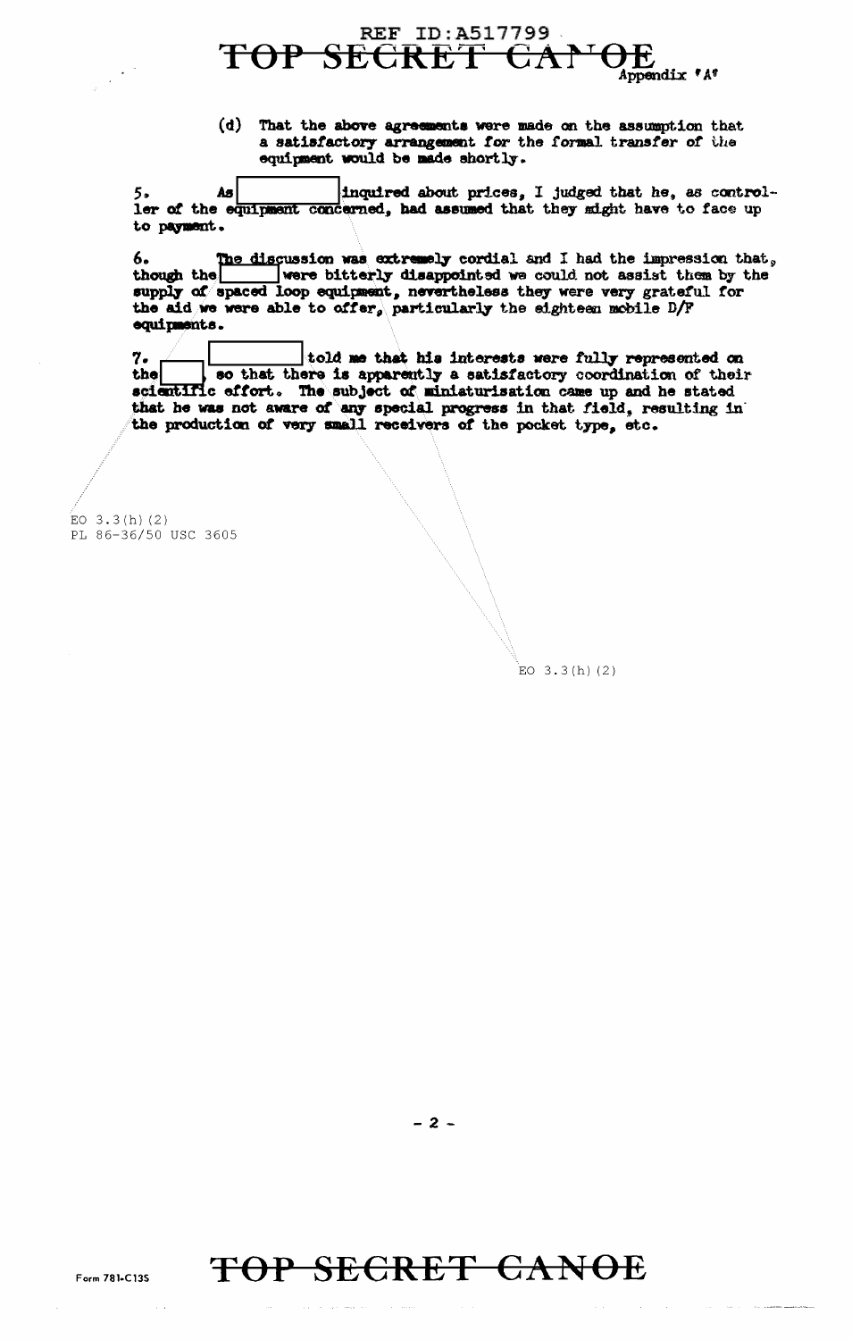(d) That the above agreements were made on the assumption that a satisfactory arrangement for the formal transfer of the equipment would be made shortly.

5. As [REDACTED] inquired about prices, I judged that he, as controller of the equipment concerned, had assumed that they might have to face up to payment.

6. The discussion was extremely cordial and I had the impression that, though the [REDACTED] were bitterly disappointed we could not assist them by the supply of spaced loop equipment, nevertheless they were very grateful for the aid we were able to offer, particularly the eighteen mobile D/F equipments.

7. [REDACTED] told me that his interests were fully represented on the [REDACTED], so that there is apparently a satisfactory coordination of their scientific effort. The subject of miniaturisation came up and he stated that he was not aware of any special progress in that field, resulting in the production of very small receivers of the pocket type, etc.

EO 3.3(h)(2)
PL 86-36/50 USC 3605

EO 3.3(h)(2)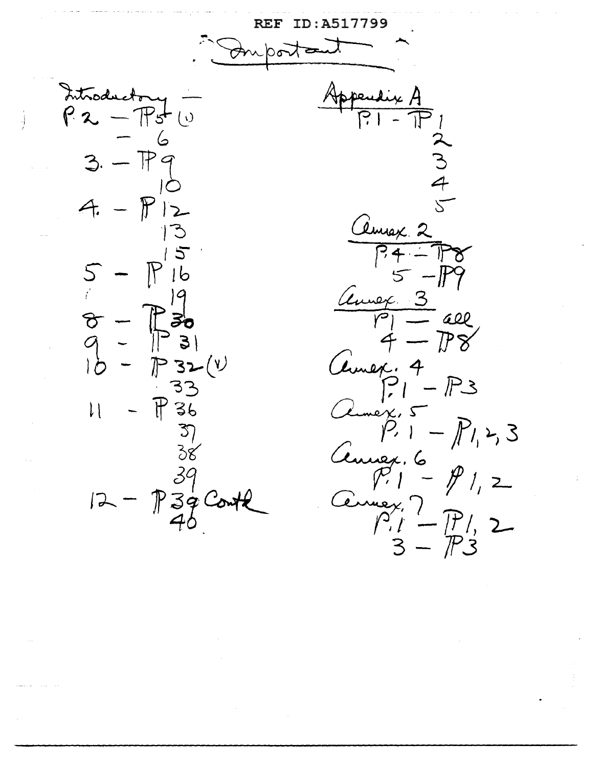REF ID:A517799

**Important**

Introductory –
P. 2 – ¶5 (1)
– 6
3. – ¶9
10
4. – ¶12
13
15
5 – ¶16
19
8 – ¶30
9 – ¶31
10 – ¶32 (V)
33
11 – ¶36
37
38
39
12 – ¶39 Contd
40.

Appendix A
P. 1 – ¶1
2
3
4
5

Annex 2
P. 4 – ¶8
5 – ¶9

Annex 3
P1 – all
4 – ¶8

Annex. 4
P. 1 – ¶3

Annex. 5
P. 1 – ¶1, 2, 3

Annex. 6
P. 1 – ¶1, 2

Annex. 7
P. 1 – ¶1, 2
3 – ¶3